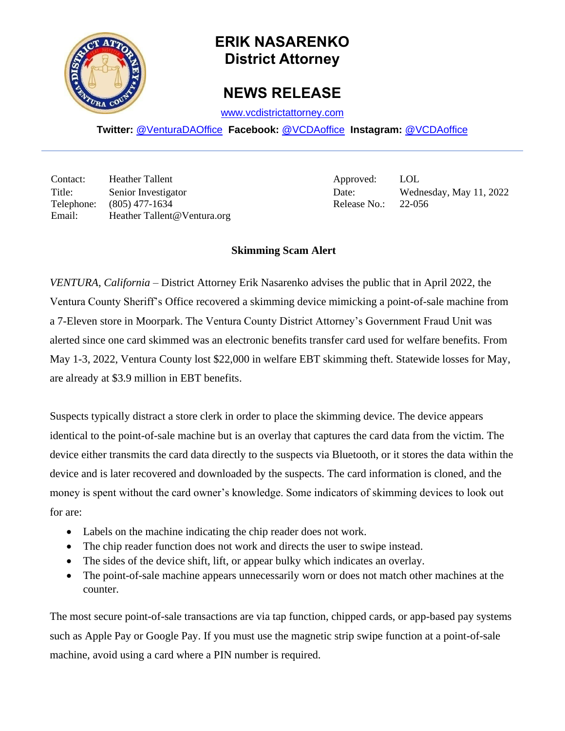# ERIK NASARENKO
## District Attorney

## NEWS RELEASE

www.vcdistrictattorney.com

**Twitter:** @VenturaDAOffice **Facebook:** @VCDAoffice **Instagram:** @VCDAoffice

---

| | | | |
|---|---|---|---|
| Contact: | Heather Tallent | Approved: | LOL |
| Title: | Senior Investigator | Date: | Wednesday, May 11, 2022 |
| Telephone: | (805) 477-1634 | Release No.: | 22-056 |
| Email: | Heather Tallent@Ventura.org | | |

**Skimming Scam Alert**

*VENTURA, California* – District Attorney Erik Nasarenko advises the public that in April 2022, the Ventura County Sheriff's Office recovered a skimming device mimicking a point-of-sale machine from a 7-Eleven store in Moorpark. The Ventura County District Attorney's Government Fraud Unit was alerted since one card skimmed was an electronic benefits transfer card used for welfare benefits. From May 1-3, 2022, Ventura County lost $22,000 in welfare EBT skimming theft. Statewide losses for May, are already at $3.9 million in EBT benefits.

Suspects typically distract a store clerk in order to place the skimming device. The device appears identical to the point-of-sale machine but is an overlay that captures the card data from the victim. The device either transmits the card data directly to the suspects via Bluetooth, or it stores the data within the device and is later recovered and downloaded by the suspects. The card information is cloned, and the money is spent without the card owner's knowledge. Some indicators of skimming devices to look out for are:

- Labels on the machine indicating the chip reader does not work.
- The chip reader function does not work and directs the user to swipe instead.
- The sides of the device shift, lift, or appear bulky which indicates an overlay.
- The point-of-sale machine appears unnecessarily worn or does not match other machines at the counter.

The most secure point-of-sale transactions are via tap function, chipped cards, or app-based pay systems such as Apple Pay or Google Pay. If you must use the magnetic strip swipe function at a point-of-sale machine, avoid using a card where a PIN number is required.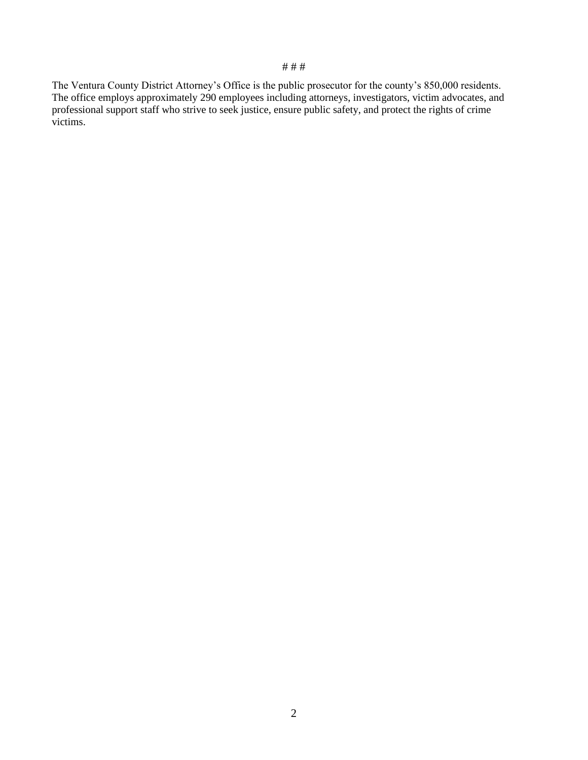# # #

The Ventura County District Attorney’s Office is the public prosecutor for the county’s 850,000 residents. The office employs approximately 290 employees including attorneys, investigators, victim advocates, and professional support staff who strive to seek justice, ensure public safety, and protect the rights of crime victims.